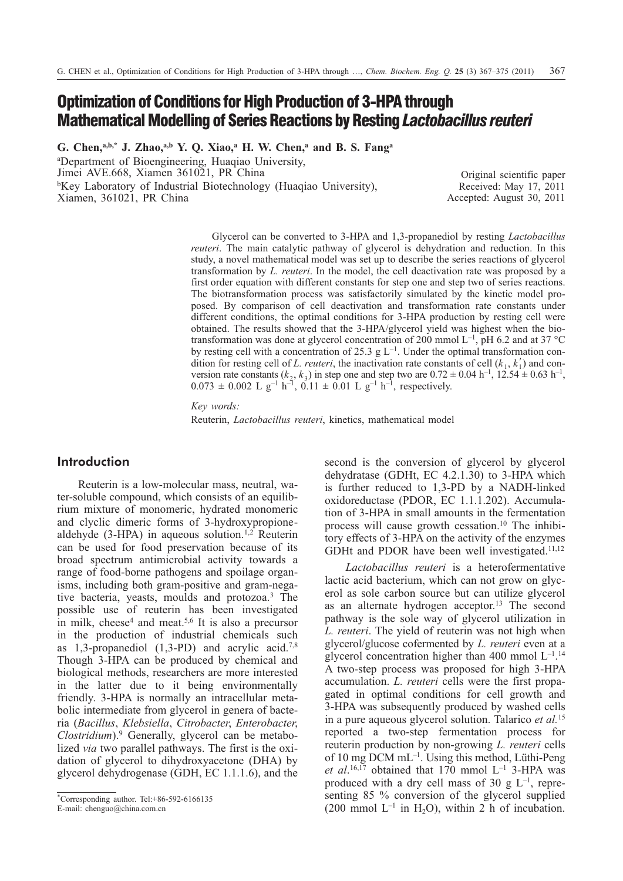# Optimization of Conditions for High Production of 3-HPA through Mathematical Modelling of Series Reactions by Resting *Lactobacillus reuteri*

**G. Chen,**[a,b,*] **J. Zhao,**[a,b] **Y. Q. Xiao,**[a] **H. W. Chen,**[a] **and B. S. Fang**[a]

[a]Department of Bioengineering, Huaqiao University, Jimei AVE.668, Xiamen 361021, PR China

[b]Key Laboratory of Industrial Biotechnology (Huaqiao University), Xiamen, 361021, PR China

Original scientific paper
Received: May 17, 2011
Accepted: August 30, 2011

Glycerol can be converted to 3-HPA and 1,3-propanediol by resting *Lactobacillus reuteri*. The main catalytic pathway of glycerol is dehydration and reduction. In this study, a novel mathematical model was set up to describe the series reactions of glycerol transformation by *L. reuteri*. In the model, the cell deactivation rate was proposed by a first order equation with different constants for step one and step two of series reactions. The biotransformation process was satisfactorily simulated by the kinetic model proposed. By comparison of cell deactivation and transformation rate constants under different conditions, the optimal conditions for 3-HPA production by resting cell were obtained. The results showed that the 3-HPA/glycerol yield was highest when the biotransformation was done at glycerol concentration of 200 mmol $L^{-1}$, pH 6.2 and at 37 °C by resting cell with a concentration of 25.3 g $L^{-1}$. Under the optimal transformation condition for resting cell of *L. reuteri*, the inactivation rate constants of cell ($k_1$, $k_1'$) and conversion rate constants ($k_2$, $k_3$) in step one and step two are $0.72 \pm 0.04$ $h^{-1}$, $12.54 \pm 0.63$ $h^{-1}$, $0.073 \pm 0.002$ L $g^{-1}$ $h^{-1}$, $0.11 \pm 0.01$ L $g^{-1}$ $h^{-1}$, respectively.

*Key words:*
Reuterin, *Lactobacillus reuteri*, kinetics, mathematical model

## Introduction

Reuterin is a low-molecular mass, neutral, water-soluble compound, which consists of an equilibrium mixture of monomeric, hydrated monomeric and clyclic dimeric forms of 3-hydroxypropionealdehyde (3-HPA) in aqueous solution.[1,2] Reuterin can be used for food preservation because of its broad spectrum antimicrobial activity towards a range of food-borne pathogens and spoilage organisms, including both gram-positive and gram-negative bacteria, yeasts, moulds and protozoa.[3] The possible use of reuterin has been investigated in milk, cheese[4] and meat.[5,6] It is also a precursor in the production of industrial chemicals such as 1,3-propanediol (1,3-PD) and acrylic acid.[7,8] Though 3-HPA can be produced by chemical and biological methods, researchers are more interested in the latter due to it being environmentally friendly. 3-HPA is normally an intracellular metabolic intermediate from glycerol in genera of bacteria (*Bacillus*, *Klebsiella*, *Citrobacter*, *Enterobacter*, *Clostridium*).[9] Generally, glycerol can be metabolized *via* two parallel pathways. The first is the oxidation of glycerol to dihydroxyacetone (DHA) by glycerol dehydrogenase (GDH, EC 1.1.1.6), and the second is the conversion of glycerol by glycerol dehydratase (GDHt, EC 4.2.1.30) to 3-HPA which is further reduced to 1,3-PD by a NADH-linked oxidoreductase (PDOR, EC 1.1.1.202). Accumulation of 3-HPA in small amounts in the fermentation process will cause growth cessation.[10] The inhibitory effects of 3-HPA on the activity of the enzymes GDHt and PDOR have been well investigated.[11,12]

*Lactobacillus reuteri* is a heterofermentative lactic acid bacterium, which can not grow on glycerol as sole carbon source but can utilize glycerol as an alternate hydrogen acceptor.[13] The second pathway is the sole way of glycerol utilization in *L. reuteri*. The yield of reuterin was not high when glycerol/glucose cofermented by *L. reuteri* even at a glycerol concentration higher than 400 mmol $L^{-1}$.[14] A two-step process was proposed for high 3-HPA accumulation. *L. reuteri* cells were the first propagated in optimal conditions for cell growth and 3-HPA was subsequently produced by washed cells in a pure aqueous glycerol solution. Talarico *et al.*[15] reported a two-step fermentation process for reuterin production by non-growing *L. reuteri* cells of 10 mg DCM $mL^{-1}$. Using this method, Lüthi-Peng *et al.*[16,17] obtained that 170 mmol $L^{-1}$ 3-HPA was produced with a dry cell mass of 30 g $L^{-1}$, representing 85 % conversion of the glycerol supplied (200 mmol $L^{-1}$ in $H_2O$), within 2 h of incubation.

*Corresponding author. Tel:+86-592-6166135
E-mail: chenguo@china.com.cn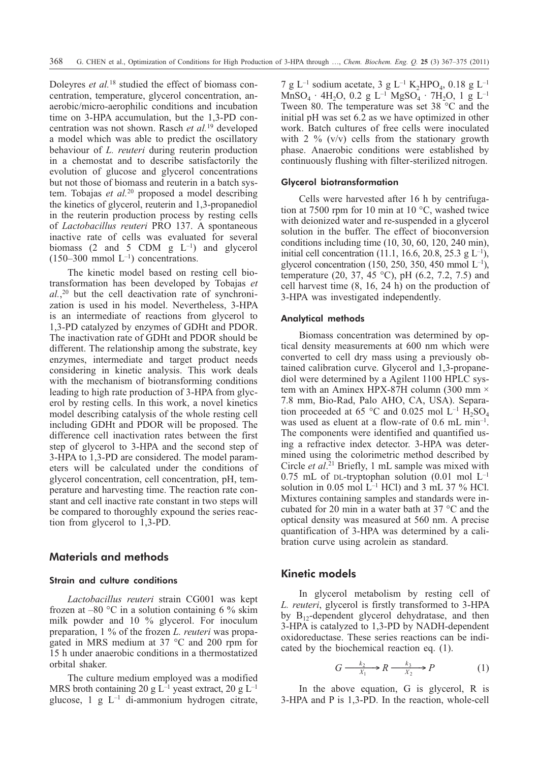Doleyres *et al.*[18] studied the effect of biomass concentration, temperature, glycerol concentration, anaerobic/micro-aerophilic conditions and incubation time on 3-HPA accumulation, but the 1,3-PD concentration was not shown. Rasch *et al.*[19] developed a model which was able to predict the oscillatory behaviour of *L. reuteri* during reuterin production in a chemostat and to describe satisfactorily the evolution of glucose and glycerol concentrations but not those of biomass and reuterin in a batch system. Tobajas *et al.*[20] proposed a model describing the kinetics of glycerol, reuterin and 1,3-propanediol in the reuterin production process by resting cells of *Lactobacillus reuteri* PRO 137. A spontaneous inactive rate of cells was evaluated for several biomass (2 and 5 CDM g $L^{-1}$) and glycerol (150–300 mmol $L^{-1}$) concentrations.

The kinetic model based on resting cell biotransformation has been developed by Tobajas *et al.*,[20] but the cell deactivation rate of synchronization is used in his model. Nevertheless, 3-HPA is an intermediate of reactions from glycerol to 1,3-PD catalyzed by enzymes of GDHt and PDOR. The inactivation rate of GDHt and PDOR should be different. The relationship among the substrate, key enzymes, intermediate and target product needs considering in kinetic analysis. This work deals with the mechanism of biotransforming conditions leading to high rate production of 3-HPA from glycerol by resting cells. In this work, a novel kinetics model describing catalysis of the whole resting cell including GDHt and PDOR will be proposed. The difference cell inactivation rates between the first step of glycerol to 3-HPA and the second step of 3-HPA to 1,3-PD are considered. The model parameters will be calculated under the conditions of glycerol concentration, cell concentration, pH, temperature and harvesting time. The reaction rate constant and cell inactive rate constant in two steps will be compared to thoroughly expound the series reaction from glycerol to 1,3-PD.

## Materials and methods

### Strain and culture conditions

*Lactobacillus reuteri* strain CG001 was kept frozen at –80 °C in a solution containing 6 % skim milk powder and 10 % glycerol. For inoculum preparation, 1 % of the frozen *L. reuteri* was propagated in MRS medium at 37 °C and 200 rpm for 15 h under anaerobic conditions in a thermostatized orbital shaker.

The culture medium employed was a modified MRS broth containing 20 g $L^{-1}$ yeast extract, 20 g $L^{-1}$ glucose, 1 g $L^{-1}$ di-ammonium hydrogen citrate, 7 g $L^{-1}$ sodium acetate, 3 g $L^{-1}$ $K_2HPO_4$, 0.18 g $L^{-1}$ $MnSO_4 \cdot 4H_2O$, 0.2 g $L^{-1}$ $MgSO_4 \cdot 7H_2O$, 1 g $L^{-1}$ Tween 80. The temperature was set 38 °C and the initial pH was set 6.2 as we have optimized in other work. Batch cultures of free cells were inoculated with 2 % (v/v) cells from the stationary growth phase. Anaerobic conditions were established by continuously flushing with filter-sterilized nitrogen.

### Glycerol biotransformation

Cells were harvested after 16 h by centrifugation at 7500 rpm for 10 min at 10 °C, washed twice with deionized water and re-suspended in a glycerol solution in the buffer. The effect of bioconversion conditions including time (10, 30, 60, 120, 240 min), initial cell concentration (11.1, 16.6, 20.8, 25.3 g $L^{-1}$), glycerol concentration (150, 250, 350, 450 mmol $L^{-1}$), temperature (20, 37, 45 °C), pH (6.2, 7.2, 7.5) and cell harvest time (8, 16, 24 h) on the production of 3-HPA was investigated independently.

### Analytical methods

Biomass concentration was determined by optical density measurements at 600 nm which were converted to cell dry mass using a previously obtained calibration curve. Glycerol and 1,3-propanediol were determined by a Agilent 1100 HPLC system with an Aminex HPX-87H column (300 mm × 7.8 mm, Bio-Rad, Palo AHO, CA, USA). Separation proceeded at 65 °C and 0.025 mol $L^{-1}$ $H_2SO_4$ was used as eluent at a flow-rate of 0.6 mL $min^{-1}$. The components were identified and quantified using a refractive index detector. 3-HPA was determined using the colorimetric method described by Circle *et al*.[21] Briefly, 1 mL sample was mixed with 0.75 mL of DL-tryptophan solution (0.01 mol $L^{-1}$ solution in 0.05 mol $L^{-1}$ HCl) and 3 mL 37 % HCl. Mixtures containing samples and standards were incubated for 20 min in a water bath at 37 °C and the optical density was measured at 560 nm. A precise quantification of 3-HPA was determined by a calibration curve using acrolein as standard.

## Kinetic models

In glycerol metabolism by resting cell of *L. reuteri*, glycerol is firstly transformed to 3-HPA by $B_{12}$-dependent glycerol dehydratase, and then 3-HPA is catalyzed to 1,3-PD by NADH-dependent oxidoreductase. These series reactions can be indicated by the biochemical reaction eq. (1).

$$G \xrightarrow[X_1]{k_2} R \xrightarrow[X_2]{k_3} P \tag{1}$$

In the above equation, G is glycerol, R is 3-HPA and P is 1,3-PD. In the reaction, whole-cell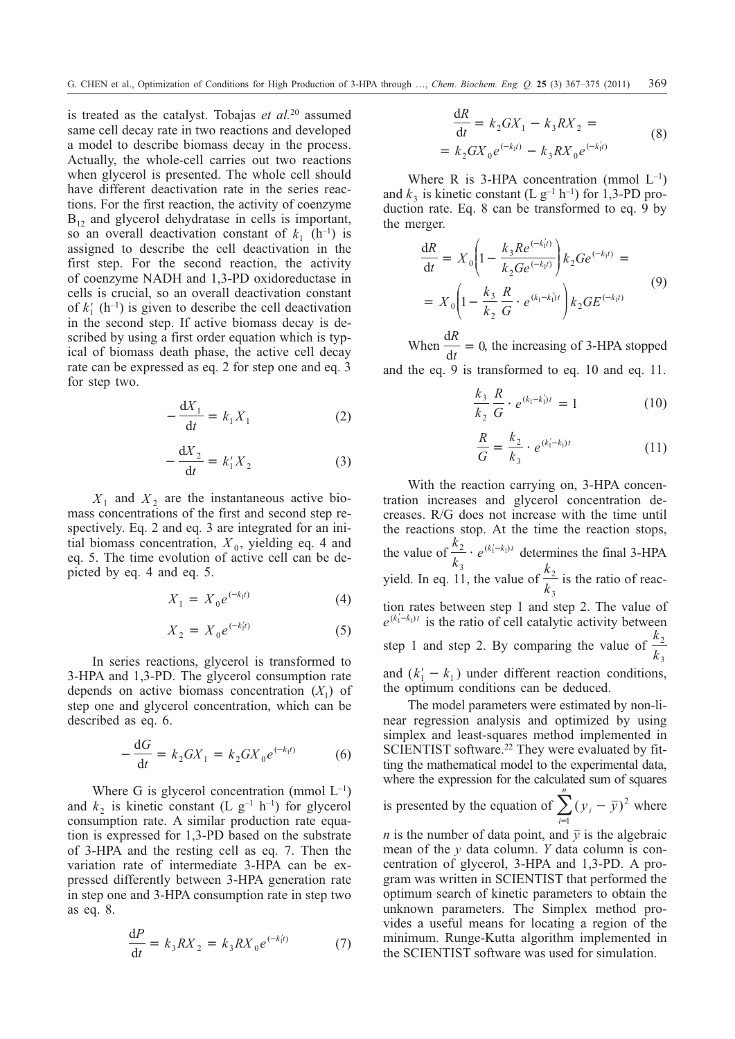is treated as the catalyst. Tobajas *et al.*[20] assumed same cell decay rate in two reactions and developed a model to describe biomass decay in the process. Actually, the whole-cell carries out two reactions when glycerol is presented. The whole cell should have different deactivation rate in the series reactions. For the first reaction, the activity of coenzyme $B_{12}$ and glycerol dehydratase in cells is important, so an overall deactivation constant of $k_1$ ($h^{-1}$) is assigned to describe the cell deactivation in the first step. For the second reaction, the activity of coenzyme NADH and 1,3-PD oxidoreductase in cells is crucial, so an overall deactivation constant of $k_1'$ ($h^{-1}$) is given to describe the cell deactivation in the second step. If active biomass decay is described by using a first order equation which is typical of biomass death phase, the active cell decay rate can be expressed as eq. 2 for step one and eq. 3 for step two.

$$-\frac{dX_1}{dt} = k_1 X_1 \tag{2}$$

$$-\frac{dX_2}{dt} = k_1' X_2 \tag{3}$$

$X_1$ and $X_2$ are the instantaneous active biomass concentrations of the first and second step respectively. Eq. 2 and eq. 3 are integrated for an initial biomass concentration, $X_0$, yielding eq. 4 and eq. 5. The time evolution of active cell can be depicted by eq. 4 and eq. 5.

$$X_1 = X_0 e^{(-k_1 t)} \tag{4}$$

$$X_2 = X_0 e^{(-k_1' t)} \tag{5}$$

In series reactions, glycerol is transformed to 3-HPA and 1,3-PD. The glycerol consumption rate depends on active biomass concentration ($X_1$) of step one and glycerol concentration, which can be described as eq. 6.

$$-\frac{dG}{dt} = k_2 G X_1 = k_2 G X_0 e^{(-k_1 t)} \tag{6}$$

Where G is glycerol concentration (mmol $L^{-1}$) and $k_2$ is kinetic constant (L $g^{-1}$ $h^{-1}$) for glycerol consumption rate. A similar production rate equation is expressed for 1,3-PD based on the substrate of 3-HPA and the resting cell as eq. 7. Then the variation rate of intermediate 3-HPA can be expressed differently between 3-HPA generation rate in step one and 3-HPA consumption rate in step two as eq. 8.

$$\frac{dP}{dt} = k_3 R X_2 = k_3 R X_0 e^{(-k_1' t)} \tag{7}$$

$$\frac{dR}{dt} = k_2 G X_1 - k_3 R X_2 = k_2 G X_0 e^{(-k_1 t)} - k_3 R X_0 e^{(-k_1' t)} \tag{8}$$

Where R is 3-HPA concentration (mmol $L^{-1}$) and $k_3$ is kinetic constant (L $g^{-1}$ $h^{-1}$) for 1,3-PD production rate. Eq. 8 can be transformed to eq. 9 by the merger.

$$\frac{dR}{dt} = X_0 \left(1 - \frac{k_3 R e^{(-k_1' t)}}{k_2 G e^{(-k_1 t)}}\right) k_2 G e^{(-k_1 t)} = X_0 \left(1 - \frac{k_3}{k_2} \frac{R}{G} \cdot e^{(k_1 - k_1')t}\right) k_2 G E^{(-k_1 t)} \tag{9}$$

When $\frac{dR}{dt} = 0$, the increasing of 3-HPA stopped and the eq. 9 is transformed to eq. 10 and eq. 11.

$$\frac{k_3}{k_2} \frac{R}{G} \cdot e^{(k_1 - k_1')t} = 1 \tag{10}$$

$$\frac{R}{G} = \frac{k_2}{k_3} \cdot e^{(k_1' - k_1)t} \tag{11}$$

With the reaction carrying on, 3-HPA concentration increases and glycerol concentration decreases. R/G does not increase with the time until the reactions stop. At the time the reaction stops, the value of $\frac{k_2}{k_3} \cdot e^{(k_1' - k_1)t}$ determines the final 3-HPA yield. In eq. 11, the value of $\frac{k_2}{k_3}$ is the ratio of reaction rates between step 1 and step 2. The value of $e^{(k_1' - k_1)t}$ is the ratio of cell catalytic activity between step 1 and step 2. By comparing the value of $\frac{k_2}{k_3}$ and $(k_1' - k_1)$ under different reaction conditions, the optimum conditions can be deduced.

The model parameters were estimated by non-linear regression analysis and optimized by using simplex and least-squares method implemented in SCIENTIST software.[22] They were evaluated by fitting the mathematical model to the experimental data, where the expression for the calculated sum of squares is presented by the equation of $\sum_{i=1}^{n} (y_i - \bar{y})^2$ where $n$ is the number of data point, and $\bar{y}$ is the algebraic mean of the $y$ data column. $Y$ data column is concentration of glycerol, 3-HPA and 1,3-PD. A program was written in SCIENTIST that performed the optimum search of kinetic parameters to obtain the unknown parameters. The Simplex method provides a useful means for locating a region of the minimum. Runge-Kutta algorithm implemented in the SCIENTIST software was used for simulation.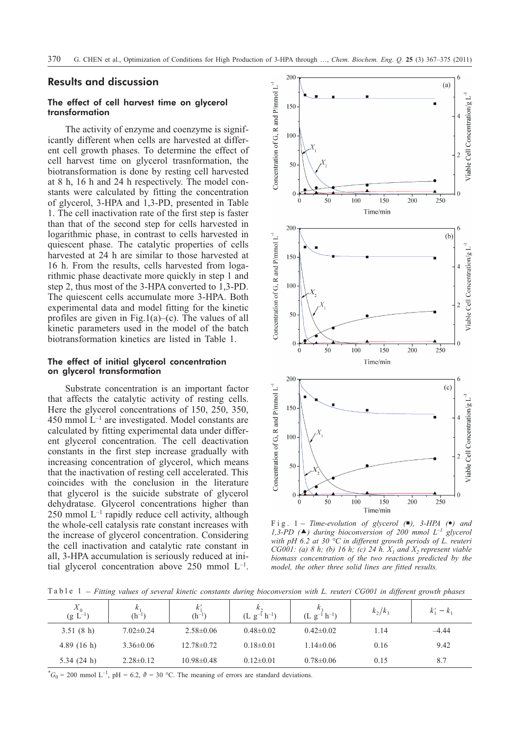## Results and discussion

### The effect of cell harvest time on glycerol transformation

The activity of enzyme and coenzyme is significantly different when cells are harvested at different cell growth phases. To determine the effect of cell harvest time on glycerol trasnformation, the biotransformation is done by resting cell harvested at 8 h, 16 h and 24 h respectively. The model constants were calculated by fitting the concentration of glycerol, 3-HPA and 1,3-PD, presented in Table 1. The cell inactivation rate of the first step is faster than that of the second step for cells harvested in logarithmic phase, in contrast to cells harvested in quiescent phase. The catalytic properties of cells harvested at 24 h are similar to those harvested at 16 h. From the results, cells harvested from logarithmic phase deactivate more quickly in step 1 and step 2, thus most of the 3-HPA converted to 1,3-PD. The quiescent cells accumulate more 3-HPA. Both experimental data and model fitting for the kinetic profiles are given in Fig.1(a)–(c). The values of all kinetic parameters used in the model of the batch biotransformation kinetics are listed in Table 1.

### The effect of initial glycerol concentration on glycerol transformation

Substrate concentration is an important factor that affects the catalytic activity of resting cells. Here the glycerol concentrations of 150, 250, 350, 450 mmol $L^{-1}$ are investigated. Model constants are calculated by fitting experimental data under different glycerol concentration. The cell deactivation constants in the first step increase gradually with increasing concentration of glycerol, which means that the inactivation of resting cell accelerated. This coincides with the conclusion in the literature that glycerol is the suicide substrate of glycerol dehydratase. Glycerol concentrations higher than 250 mmol $L^{-1}$ rapidly reduce cell activity, although the whole-cell catalysis rate constant increases with the increase of glycerol concentration. Considering the cell inactivation and catalytic rate constant in all, 3-HPA accumulation is seriously reduced at initial glycerol concentration above 250 mmol $L^{-1}$.

(a)
(b)
(c)
Concentration of G, R and P/mmol $L^{-1}$
Viable Cell Concentration/g $L^{-1}$
Time/min
$X_1$
$X_2$

Fig. 1 – *Time-evolution of glycerol (■), 3-HPA (●) and 1,3-PD (▲) during bioconversion of 200 mmol $L^{-1}$ glycerol with pH 6.2 at 30 °C in different growth periods of L. reuteri CG001: (a) 8 h; (b) 16 h; (c) 24 h. $X_1$ and $X_2$ represent viable biomass concentration of the two reactions predicted by the model, the other three solid lines are fitted results.*

Table 1 – *Fitting values of several kinetic constants during bioconversion with L. reuteri CG001 in different growth phases*

| $X_0$ (g $L^{-1}$) | $k_1$ ($h^{-1}$) | $k_1'$ ($h^{-1}$) | $k_2$ (L $g^{-1}$ $h^{-1}$) | $k_3$ (L $g^{-1}$ $h^{-1}$) | $k_2/k_3$ | $k_1' - k_1$ |
|---|---|---|---|---|---|---|
| 3.51 (8 h) | 7.02±0.24 | 2.58±0.06 | 0.48±0.02 | 0.42±0.02 | 1.14 | –4.44 |
| 4.89 (16 h) | 3.36±0.06 | 12.78±0.72 | 0.18±0.01 | 1.14±0.06 | 0.16 | 9.42 |
| 5.34 (24 h) | 2.28±0.12 | 10.98±0.48 | 0.12±0.01 | 0.78±0.06 | 0.15 | 8.7 |

*$G_0$ = 200 mmol $L^{-1}$, pH = 6.2, $\vartheta$ = 30 °C. The meaning of errors are standard deviations.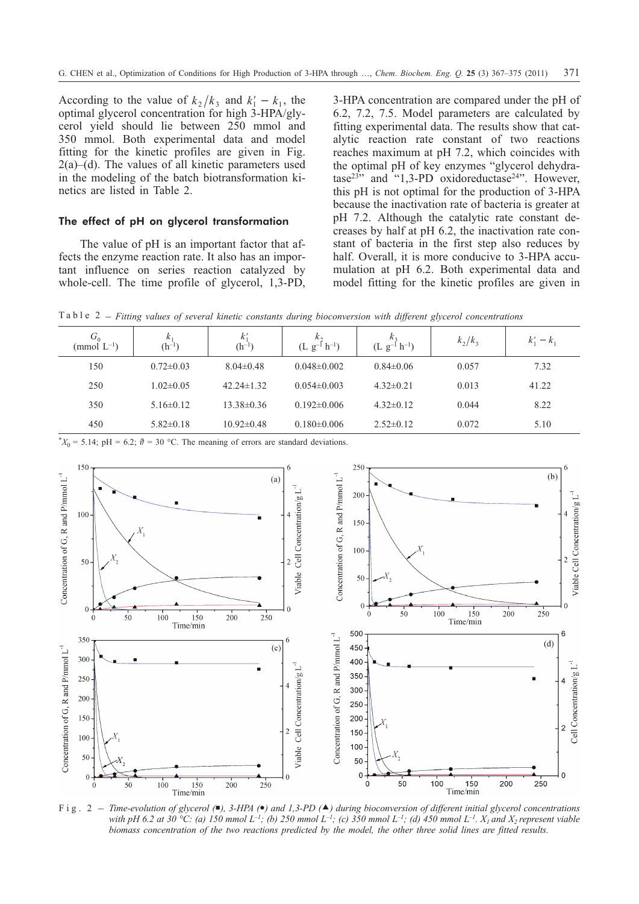According to the value of $k_2/k_3$ and $k_1' - k_1$, the optimal glycerol concentration for high 3-HPA/glycerol yield should lie between 250 mmol and 350 mmol. Both experimental data and model fitting for the kinetic profiles are given in Fig. 2(a)–(d). The values of all kinetic parameters used in the modeling of the batch biotransformation kinetics are listed in Table 2.

### The effect of pH on glycerol transformation

The value of pH is an important factor that affects the enzyme reaction rate. It also has an important influence on series reaction catalyzed by whole-cell. The time profile of glycerol, 1,3-PD, 3-HPA concentration are compared under the pH of 6.2, 7.2, 7.5. Model parameters are calculated by fitting experimental data. The results show that catalytic reaction rate constant of two reactions reaches maximum at pH 7.2, which coincides with the optimal pH of key enzymes "glycerol dehydratase[23]" and "1,3-PD oxidoreductase[24]". However, this pH is not optimal for the production of 3-HPA because the inactivation rate of bacteria is greater at pH 7.2. Although the catalytic rate constant decreases by half at pH 6.2, the inactivation rate constant of bacteria in the first step also reduces by half. Overall, it is more conducive to 3-HPA accumulation at pH 6.2. Both experimental data and model fitting for the kinetic profiles are given in

Table 2 – *Fitting values of several kinetic constants during bioconversion with different glycerol concentrations*

| $G_0$ (mmol $L^{-1}$) | $k_1$ ($h^{-1}$) | $k_1'$ ($h^{-1}$) | $k_2$ (L $g^{-1}$ $h^{-1}$) | $k_3$ (L $g^{-1}$ $h^{-1}$) | $k_2/k_3$ | $k_1' - k_1$ |
|---|---|---|---|---|---|---|
| 150 | 0.72±0.03 | 8.04±0.48 | 0.048±0.002 | 0.84±0.06 | 0.057 | 7.32 |
| 250 | 1.02±0.05 | 42.24±1.32 | 0.054±0.003 | 4.32±0.21 | 0.013 | 41.22 |
| 350 | 5.16±0.12 | 13.38±0.36 | 0.192±0.006 | 4.32±0.12 | 0.044 | 8.22 |
| 450 | 5.82±0.18 | 10.92±0.48 | 0.180±0.006 | 2.52±0.12 | 0.072 | 5.10 |

*$X_0$ = 5.14; pH = 6.2; $\vartheta$ = 30 °C. The meaning of errors are standard deviations.

Fig. 2 – *Time-evolution of glycerol (■), 3-HPA (●) and 1,3-PD (▲) during bioconversion of different initial glycerol concentrations with pH 6.2 at 30 °C: (a) 150 mmol $L^{-1}$; (b) 250 mmol $L^{-1}$; (c) 350 mmol $L^{-1}$; (d) 450 mmol $L^{-1}$. $X_1$ and $X_2$ represent viable biomass concentration of the two reactions predicted by the model, the other three solid lines are fitted results.*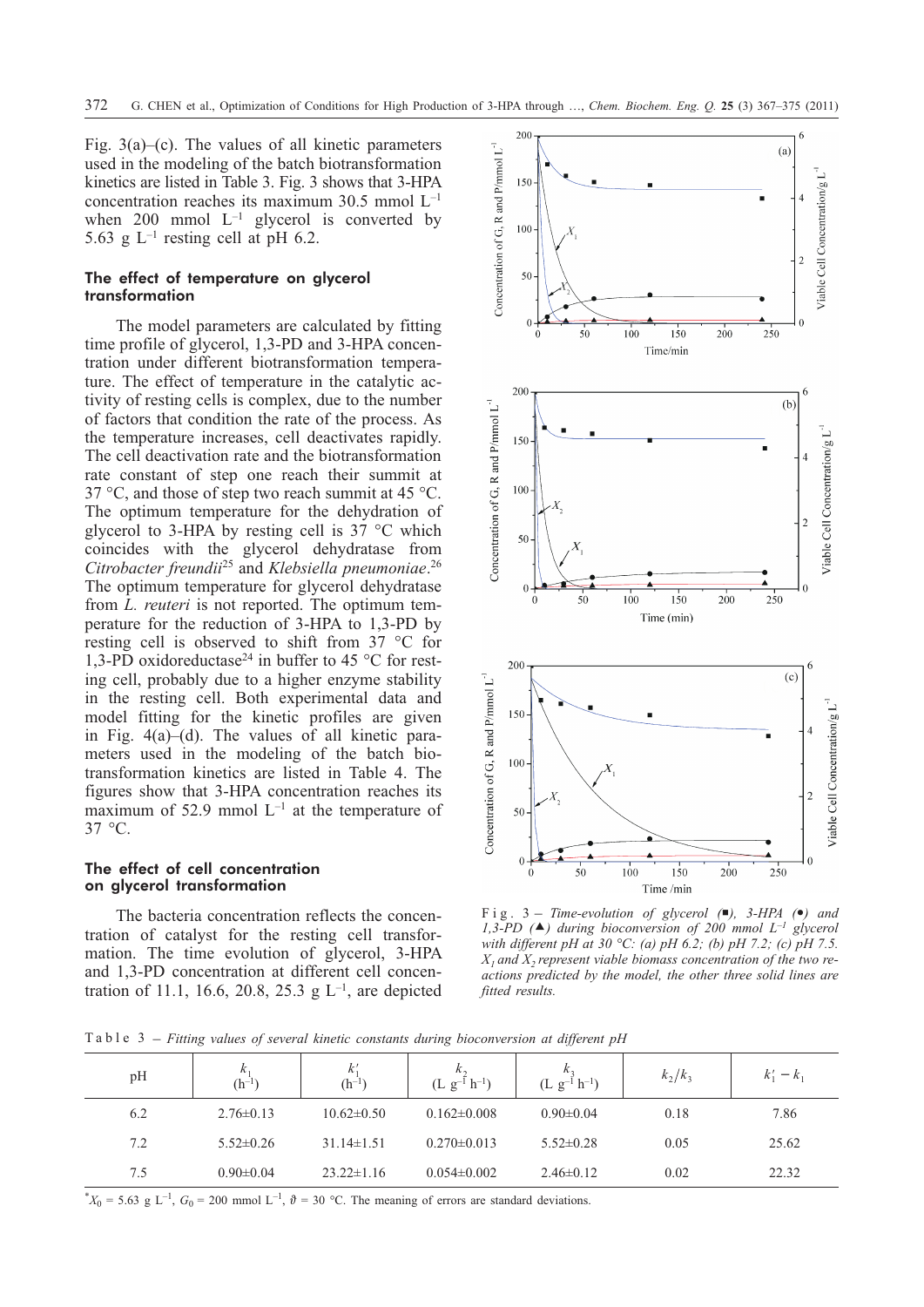Fig. 3(a)–(c). The values of all kinetic parameters used in the modeling of the batch biotransformation kinetics are listed in Table 3. Fig. 3 shows that 3-HPA concentration reaches its maximum 30.5 mmol $L^{-1}$ when 200 mmol $L^{-1}$ glycerol is converted by 5.63 g $L^{-1}$ resting cell at pH 6.2.

## The effect of temperature on glycerol transformation

The model parameters are calculated by fitting time profile of glycerol, 1,3-PD and 3-HPA concentration under different biotransformation temperature. The effect of temperature in the catalytic activity of resting cells is complex, due to the number of factors that condition the rate of the process. As the temperature increases, cell deactivates rapidly. The cell deactivation rate and the biotransformation rate constant of step one reach their summit at 37 °C, and those of step two reach summit at 45 °C. The optimum temperature for the dehydration of glycerol to 3-HPA by resting cell is 37 °C which coincides with the glycerol dehydratase from *Citrobacter freundii*[25] and *Klebsiella pneumoniae*.[26] The optimum temperature for glycerol dehydratase from *L. reuteri* is not reported. The optimum temperature for the reduction of 3-HPA to 1,3-PD by resting cell is observed to shift from 37 °C for 1,3-PD oxidoreductase[24] in buffer to 45 °C for resting cell, probably due to a higher enzyme stability in the resting cell. Both experimental data and model fitting for the kinetic profiles are given in Fig. 4(a)–(d). The values of all kinetic parameters used in the modeling of the batch biotransformation kinetics are listed in Table 4. The figures show that 3-HPA concentration reaches its maximum of 52.9 mmol $L^{-1}$ at the temperature of 37 °C.

## The effect of cell concentration on glycerol transformation

The bacteria concentration reflects the concentration of catalyst for the resting cell transformation. The time evolution of glycerol, 3-HPA and 1,3-PD concentration at different cell concentration of 11.1, 16.6, 20.8, 25.3 g $L^{-1}$, are depicted

(a)
Concentration of G, R and P/mmol L⁻¹
Viable Cell Concentration/g L⁻¹
$X_1$
$X_2$
Time/min

(b)
Concentration of G, R and P/mmol L⁻¹
Viable Cell Concentration/g L⁻¹
$X_2$
$X_1$
Time (min)

(c)
Concentration of G, R and P/mmol L⁻¹
Viable Cell Concentration/g L⁻¹
$X_1$
$X_2$
Time /min

Fig. 3 – *Time-evolution of glycerol (■), 3-HPA (●) and 1,3-PD (▲) during bioconversion of 200 mmol $L^{-1}$ glycerol with different pH at 30 °C: (a) pH 6.2; (b) pH 7.2; (c) pH 7.5. $X_1$ and $X_2$ represent viable biomass concentration of the two reactions predicted by the model, the other three solid lines are fitted results.*

Table 3 – *Fitting values of several kinetic constants during bioconversion at different pH*

| pH | $k_1$ ($h^{-1}$) | $k_1'$ ($h^{-1}$) | $k_2$ (L $g^{-1}$ $h^{-1}$) | $k_3$ (L $g^{-1}$ $h^{-1}$) | $k_2/k_3$ | $k_1' - k_1$ |
|---|---|---|---|---|---|---|
| 6.2 | 2.76±0.13 | 10.62±0.50 | 0.162±0.008 | 0.90±0.04 | 0.18 | 7.86 |
| 7.2 | 5.52±0.26 | 31.14±1.51 | 0.270±0.013 | 5.52±0.28 | 0.05 | 25.62 |
| 7.5 | 0.90±0.04 | 23.22±1.16 | 0.054±0.002 | 2.46±0.12 | 0.02 | 22.32 |

*$X_0$ = 5.63 g $L^{-1}$, $G_0$ = 200 mmol $L^{-1}$, $\vartheta$ = 30 °C. The meaning of errors are standard deviations.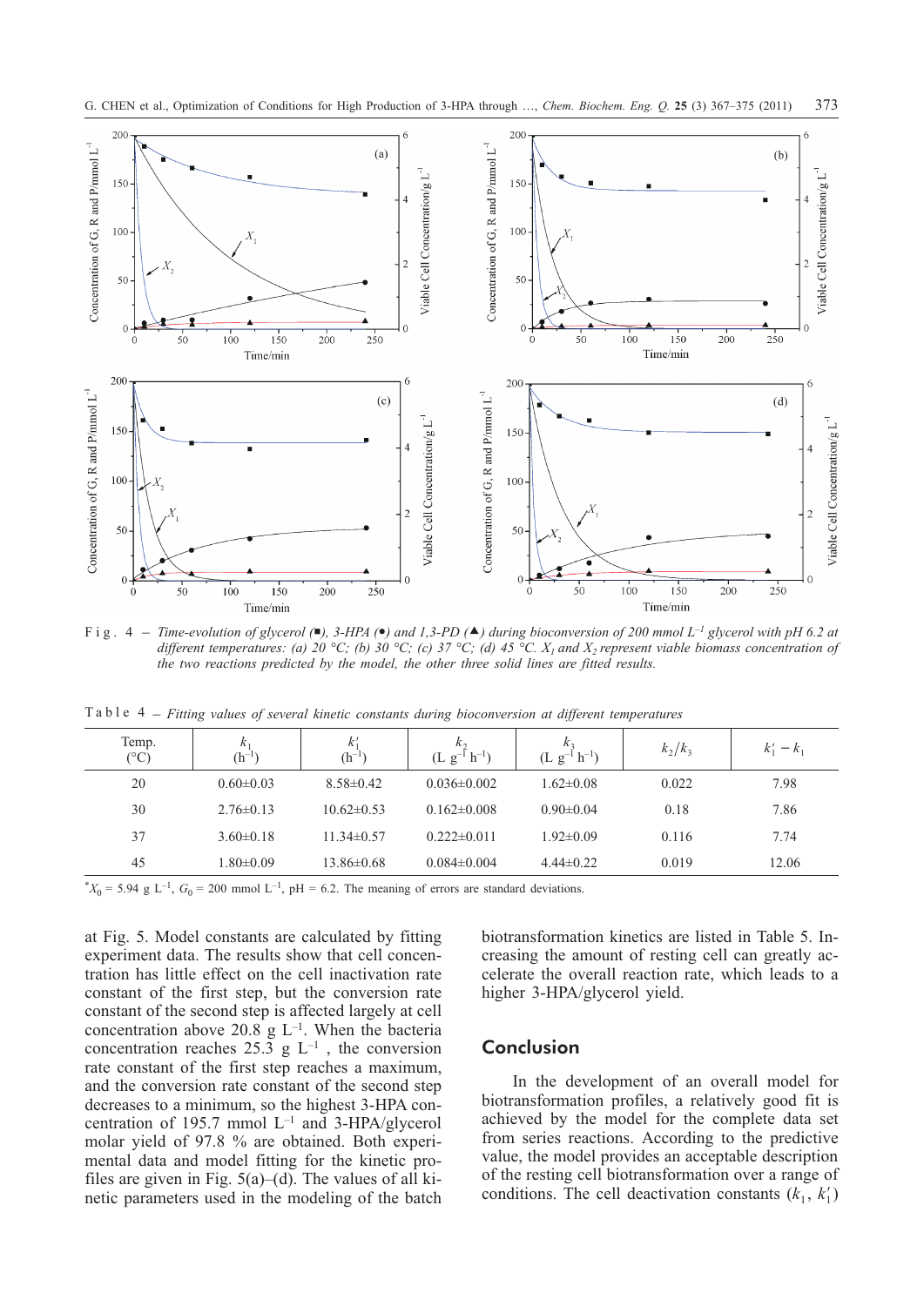(a)

Concentration of G, R and P/mmol L$^{-1}$

Viable Cell Concentration/g L$^{-1}$

Time/min

$X_1$

$X_2$

(b)

Concentration of G, R and P/mmol L$^{-1}$

Viable Cell Concentration/g L$^{-1}$

Time/min

$X_1$

$X_2$

(c)

Concentration of G, R and P/mmol L$^{-1}$

Viable Cell Concentration/g L$^{-1}$

Time/min

$X_2$

$X_1$

(d)

Concentration of G, R and P/mmol L$^{-1}$

Viable Cell Concentration/g L$^{-1}$

Time/min

$X_1$

$X_2$

Fig. 4 – *Time-evolution of glycerol (■), 3-HPA (●) and 1,3-PD (▲) during bioconversion of 200 mmol L$^{-1}$ glycerol with pH 6.2 at different temperatures: (a) 20 °C; (b) 30 °C; (c) 37 °C; (d) 45 °C. $X_1$ and $X_2$ represent viable biomass concentration of the two reactions predicted by the model, the other three solid lines are fitted results.*

Table 4 – *Fitting values of several kinetic constants during bioconversion at different temperatures*

| Temp. (°C) | $k_1$ ($h^{-1}$) | $k_1'$ ($h^{-1}$) | $k_2$ (L $g^{-1}$ $h^{-1}$) | $k_3$ (L $g^{-1}$ $h^{-1}$) | $k_2/k_3$ | $k_1' - k_1$ |
|---|---|---|---|---|---|---|
| 20 | 0.60±0.03 | 8.58±0.42 | 0.036±0.002 | 1.62±0.08 | 0.022 | 7.98 |
| 30 | 2.76±0.13 | 10.62±0.53 | 0.162±0.008 | 0.90±0.04 | 0.18 | 7.86 |
| 37 | 3.60±0.18 | 11.34±0.57 | 0.222±0.011 | 1.92±0.09 | 0.116 | 7.74 |
| 45 | 1.80±0.09 | 13.86±0.68 | 0.084±0.004 | 4.44±0.22 | 0.019 | 12.06 |

*$X_0$ = 5.94 g L$^{-1}$, $G_0$ = 200 mmol L$^{-1}$, pH = 6.2. The meaning of errors are standard deviations.

at Fig. 5. Model constants are calculated by fitting experiment data. The results show that cell concentration has little effect on the cell inactivation rate constant of the first step, but the conversion rate constant of the second step is affected largely at cell concentration above 20.8 g L$^{-1}$. When the bacteria concentration reaches 25.3 g L$^{-1}$, the conversion rate constant of the first step reaches a maximum, and the conversion rate constant of the second step decreases to a minimum, so the highest 3-HPA concentration of 195.7 mmol L$^{-1}$ and 3-HPA/glycerol molar yield of 97.8 % are obtained. Both experimental data and model fitting for the kinetic profiles are given in Fig. 5(a)–(d). The values of all kinetic parameters used in the modeling of the batch biotransformation kinetics are listed in Table 5. Increasing the amount of resting cell can greatly accelerate the overall reaction rate, which leads to a higher 3-HPA/glycerol yield.

## Conclusion

In the development of an overall model for biotransformation profiles, a relatively good fit is achieved by the model for the complete data set from series reactions. According to the predictive value, the model provides an acceptable description of the resting cell biotransformation over a range of conditions. The cell deactivation constants ($k_1$, $k_1'$)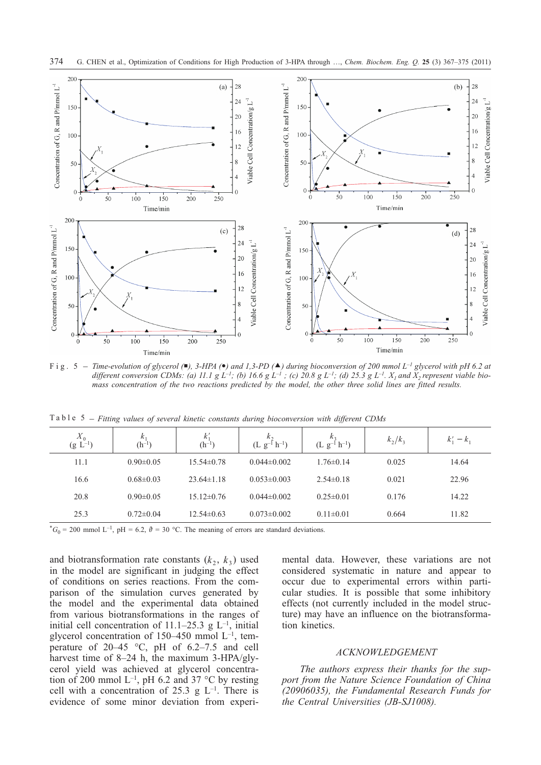(a)

(b)

(c)

(d)

Concentration of G, R and P/mmol L$^{-1}$

Viable Cell Concentration/g L$^{-1}$

Time/min

$X_1$

$X_2$

Fig. 5 – *Time-evolution of glycerol (■), 3-HPA (●) and 1,3-PD (▲) during bioconversion of 200 mmol L$^{-1}$ glycerol with pH 6.2 at different conversion CDMs: (a) 11.1 g L$^{-1}$; (b) 16.6 g L$^{-1}$; (c) 20.8 g L$^{-1}$; (d) 25.3 g L$^{-1}$. $X_1$ and $X_2$ represent viable biomass concentration of the two reactions predicted by the model, the other three solid lines are fitted results.*

Table 5 – *Fitting values of several kinetic constants during bioconversion with different CDMs*

| $X_0$ (g L$^{-1}$) | $k_1$ (h$^{-1}$) | $k_1'$ (h$^{-1}$) | $k_2$ (L g$^{-1}$ h$^{-1}$) | $k_3$ (L g$^{-1}$ h$^{-1}$) | $k_2/k_3$ | $k_1' - k_1$ |
|---|---|---|---|---|---|---|
| 11.1 | 0.90±0.05 | 15.54±0.78 | 0.044±0.002 | 1.76±0.14 | 0.025 | 14.64 |
| 16.6 | 0.68±0.03 | 23.64±1.18 | 0.053±0.003 | 2.54±0.18 | 0.021 | 22.96 |
| 20.8 | 0.90±0.05 | 15.12±0.76 | 0.044±0.002 | 0.25±0.01 | 0.176 | 14.22 |
| 25.3 | 0.72±0.04 | 12.54±0.63 | 0.073±0.002 | 0.11±0.01 | 0.664 | 11.82 |

*$G_0$ = 200 mmol L$^{-1}$, pH = 6.2, $\vartheta$ = 30 °C. The meaning of errors are standard deviations.

and biotransformation rate constants ($k_2$, $k_3$) used in the model are significant in judging the effect of conditions on series reactions. From the comparison of the simulation curves generated by the model and the experimental data obtained from various biotransformations in the ranges of initial cell concentration of 11.1–25.3 g L$^{-1}$, initial glycerol concentration of 150–450 mmol L$^{-1}$, temperature of 20–45 °C, pH of 6.2–7.5 and cell harvest time of 8–24 h, the maximum 3-HPA/glycerol yield was achieved at glycerol concentration of 200 mmol L$^{-1}$, pH 6.2 and 37 °C by resting cell with a concentration of 25.3 g L$^{-1}$. There is evidence of some minor deviation from experimental data. However, these variations are not considered systematic in nature and appear to occur due to experimental errors within particular studies. It is possible that some inhibitory effects (not currently included in the model structure) may have an influence on the biotransformation kinetics.

## ACKNOWLEDGEMENT

*The authors express their thanks for the support from the Nature Science Foundation of China (20906035), the Fundamental Research Funds for the Central Universities (JB-SJ1008).*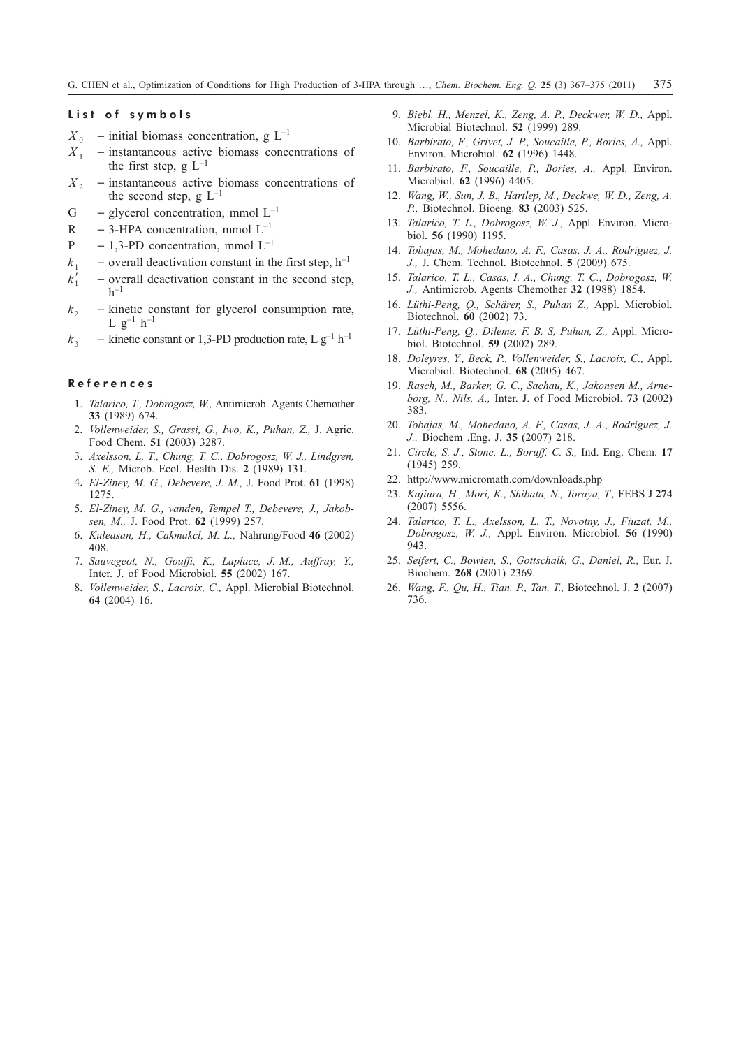## List of symbols

$X_0$ – initial biomass concentration, g $L^{-1}$

$X_1$ – instantaneous active biomass concentrations of the first step, g $L^{-1}$

$X_2$ – instantaneous active biomass concentrations of the second step, g $L^{-1}$

G – glycerol concentration, mmol $L^{-1}$

R – 3-HPA concentration, mmol $L^{-1}$

P – 1,3-PD concentration, mmol $L^{-1}$

$k_1$ – overall deactivation constant in the first step, $h^{-1}$

$k_1'$ – overall deactivation constant in the second step, $h^{-1}$

$k_2$ – kinetic constant for glycerol consumption rate, L $g^{-1}$ $h^{-1}$

$k_3$ – kinetic constant or 1,3-PD production rate, L $g^{-1}$ $h^{-1}$

## References

1. *Talarico, T., Dobrogosz, W.,* Antimicrob. Agents Chemother **33** (1989) 674.
2. *Vollenweider, S., Grassi, G., Iwo, K., Puhan, Z.,* J. Agric. Food Chem. **51** (2003) 3287.
3. *Axelsson, L. T., Chung, T. C., Dobrogosz, W. J., Lindgren, S. E.,* Microb. Ecol. Health Dis. **2** (1989) 131.
4. *El-Ziney, M. G., Debevere, J. M.,* J. Food Prot. **61** (1998) 1275.
5. *El-Ziney, M. G., vanden, Tempel T., Debevere, J., Jakobsen, M.,* J. Food Prot. **62** (1999) 257.
6. *Kuleasan, H., Cakmakcl, M. L.,* Nahrung/Food **46** (2002) 408.
7. *Sauvegeot, N., Gouffi, K., Laplace, J.-M., Auffray, Y.,* Inter. J. of Food Microbiol. **55** (2002) 167.
8. *Vollenweider, S., Lacroix, C.,* Appl. Microbial Biotechnol. **64** (2004) 16.
9. *Biebl, H., Menzel, K., Zeng, A. P., Deckwer, W. D.,* Appl. Microbial Biotechnol. **52** (1999) 289.
10. *Barbirato, F., Grivet, J. P., Soucaille, P., Bories, A.,* Appl. Environ. Microbiol. **62** (1996) 1448.
11. *Barbirato, F., Soucaille, P., Bories, A.,* Appl. Environ. Microbiol. **62** (1996) 4405.
12. *Wang, W., Sun, J. B., Hartlep, M., Deckwe, W. D., Zeng, A. P.,* Biotechnol. Bioeng. **83** (2003) 525.
13. *Talarico, T. L., Dobrogosz, W. J.,* Appl. Environ. Microbiol. **56** (1990) 1195.
14. *Tobajas, M., Mohedano, A. F., Casas, J. A., Rodriguez, J. J.,* J. Chem. Technol. Biotechnol. **5** (2009) 675.
15. *Talarico, T. L., Casas, I. A., Chung, T. C., Dobrogosz, W. J.,* Antimicrob. Agents Chemother **32** (1988) 1854.
16. *Lüthi-Peng, Q., Schärer, S., Puhan Z.,* Appl. Microbiol. Biotechnol. **60** (2002) 73.
17. *Lüthi-Peng, Q., Dileme, F. B. S, Puhan, Z.,* Appl. Microbiol. Biotechnol. **59** (2002) 289.
18. *Doleyres, Y., Beck, P., Vollenweider, S., Lacroix, C.,* Appl. Microbiol. Biotechnol. **68** (2005) 467.
19. *Rasch, M., Barker, G. C., Sachau, K., Jakonsen M., Arneborg, N., Nils, A.,* Inter. J. of Food Microbiol. **73** (2002) 383.
20. *Tobajas, M., Mohedano, A. F., Casas, J. A., Rodríguez, J. J.,* Biochem .Eng. J. **35** (2007) 218.
21. *Circle, S. J., Stone, L., Boruff, C. S.,* Ind. Eng. Chem. **17** (1945) 259.
22. http://www.micromath.com/downloads.php
23. *Kajiura, H., Mori, K., Shibata, N., Toraya, T.,* FEBS J **274** (2007) 5556.
24. *Talarico, T. L., Axelsson, L. T., Novotny, J., Fiuzat, M., Dobrogosz, W. J.,* Appl. Environ. Microbiol. **56** (1990) 943.
25. *Seifert, C., Bowien, S., Gottschalk, G., Daniel, R.,* Eur. J. Biochem. **268** (2001) 2369.
26. *Wang, F., Qu, H., Tian, P., Tan, T.,* Biotechnol. J. **2** (2007) 736.